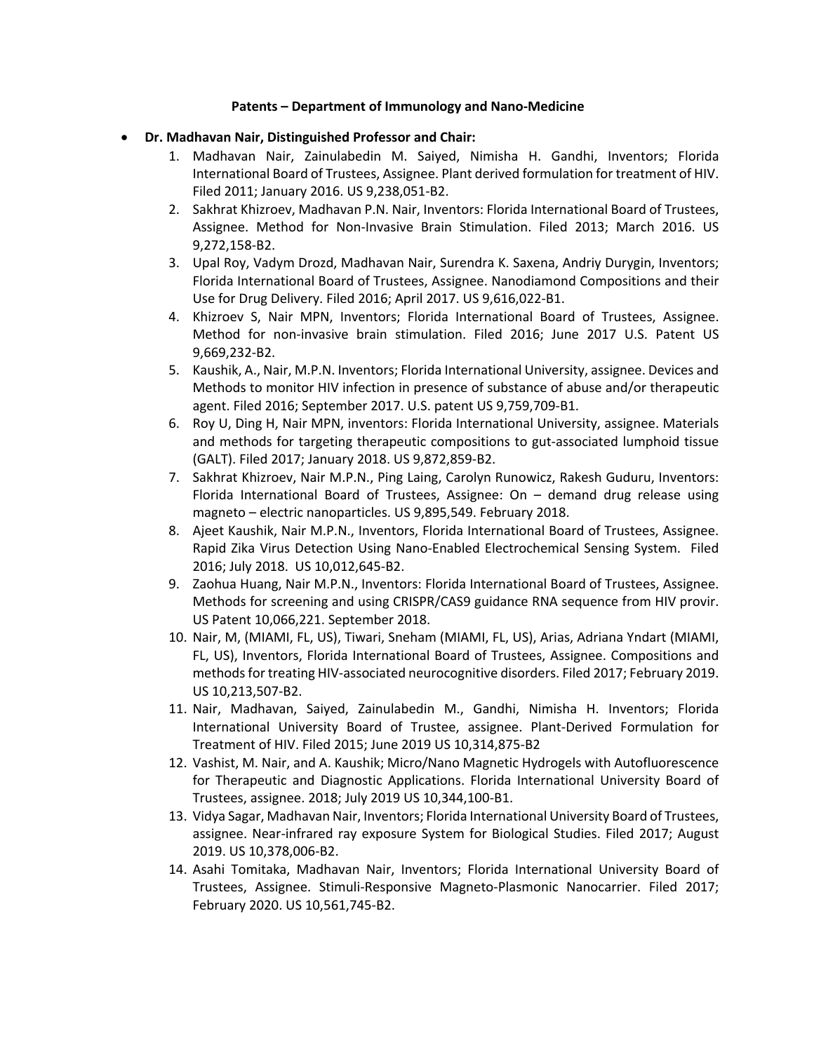**Patents – Department of Immunology and Nano-Medicine**

- **Dr. Madhavan Nair, Distinguished Professor and Chair:**
    1. Madhavan Nair, Zainulabedin M. Saiyed, Nimisha H. Gandhi, Inventors; Florida International Board of Trustees, Assignee. Plant derived formulation for treatment of HIV. Filed 2011; January 2016. US 9,238,051-B2.
    2. Sakhrat Khizroev, Madhavan P.N. Nair, Inventors: Florida International Board of Trustees, Assignee. Method for Non-Invasive Brain Stimulation. Filed 2013; March 2016. US 9,272,158-B2.
    3. Upal Roy, Vadym Drozd, Madhavan Nair, Surendra K. Saxena, Andriy Durygin, Inventors; Florida International Board of Trustees, Assignee. Nanodiamond Compositions and their Use for Drug Delivery. Filed 2016; April 2017. US 9,616,022-B1.
    4. Khizroev S, Nair MPN, Inventors; Florida International Board of Trustees, Assignee. Method for non-invasive brain stimulation. Filed 2016; June 2017 U.S. Patent US 9,669,232-B2.
    5. Kaushik, A., Nair, M.P.N. Inventors; Florida International University, assignee. Devices and Methods to monitor HIV infection in presence of substance of abuse and/or therapeutic agent. Filed 2016; September 2017. U.S. patent US 9,759,709-B1.
    6. Roy U, Ding H, Nair MPN, inventors: Florida International University, assignee. Materials and methods for targeting therapeutic compositions to gut-associated lumphoid tissue (GALT). Filed 2017; January 2018. US 9,872,859-B2.
    7. Sakhrat Khizroev, Nair M.P.N., Ping Laing, Carolyn Runowicz, Rakesh Guduru, Inventors: Florida International Board of Trustees, Assignee: On – demand drug release using magneto – electric nanoparticles. US 9,895,549. February 2018.
    8. Ajeet Kaushik, Nair M.P.N., Inventors, Florida International Board of Trustees, Assignee. Rapid Zika Virus Detection Using Nano-Enabled Electrochemical Sensing System. Filed 2016; July 2018. US 10,012,645-B2.
    9. Zaohua Huang, Nair M.P.N., Inventors: Florida International Board of Trustees, Assignee. Methods for screening and using CRISPR/CAS9 guidance RNA sequence from HIV provir. US Patent 10,066,221. September 2018.
    10. Nair, M, (MIAMI, FL, US), Tiwari, Sneham (MIAMI, FL, US), Arias, Adriana Yndart (MIAMI, FL, US), Inventors, Florida International Board of Trustees, Assignee. Compositions and methods for treating HIV-associated neurocognitive disorders. Filed 2017; February 2019. US 10,213,507-B2.
    11. Nair, Madhavan, Saiyed, Zainulabedin M., Gandhi, Nimisha H. Inventors; Florida International University Board of Trustee, assignee. Plant-Derived Formulation for Treatment of HIV. Filed 2015; June 2019 US 10,314,875-B2
    12. Vashist, M. Nair, and A. Kaushik; Micro/Nano Magnetic Hydrogels with Autofluorescence for Therapeutic and Diagnostic Applications. Florida International University Board of Trustees, assignee. 2018; July 2019 US 10,344,100-B1.
    13. Vidya Sagar, Madhavan Nair, Inventors; Florida International University Board of Trustees, assignee. Near-infrared ray exposure System for Biological Studies. Filed 2017; August 2019. US 10,378,006-B2.
    14. Asahi Tomitaka, Madhavan Nair, Inventors; Florida International University Board of Trustees, Assignee. Stimuli-Responsive Magneto-Plasmonic Nanocarrier. Filed 2017; February 2020. US 10,561,745-B2.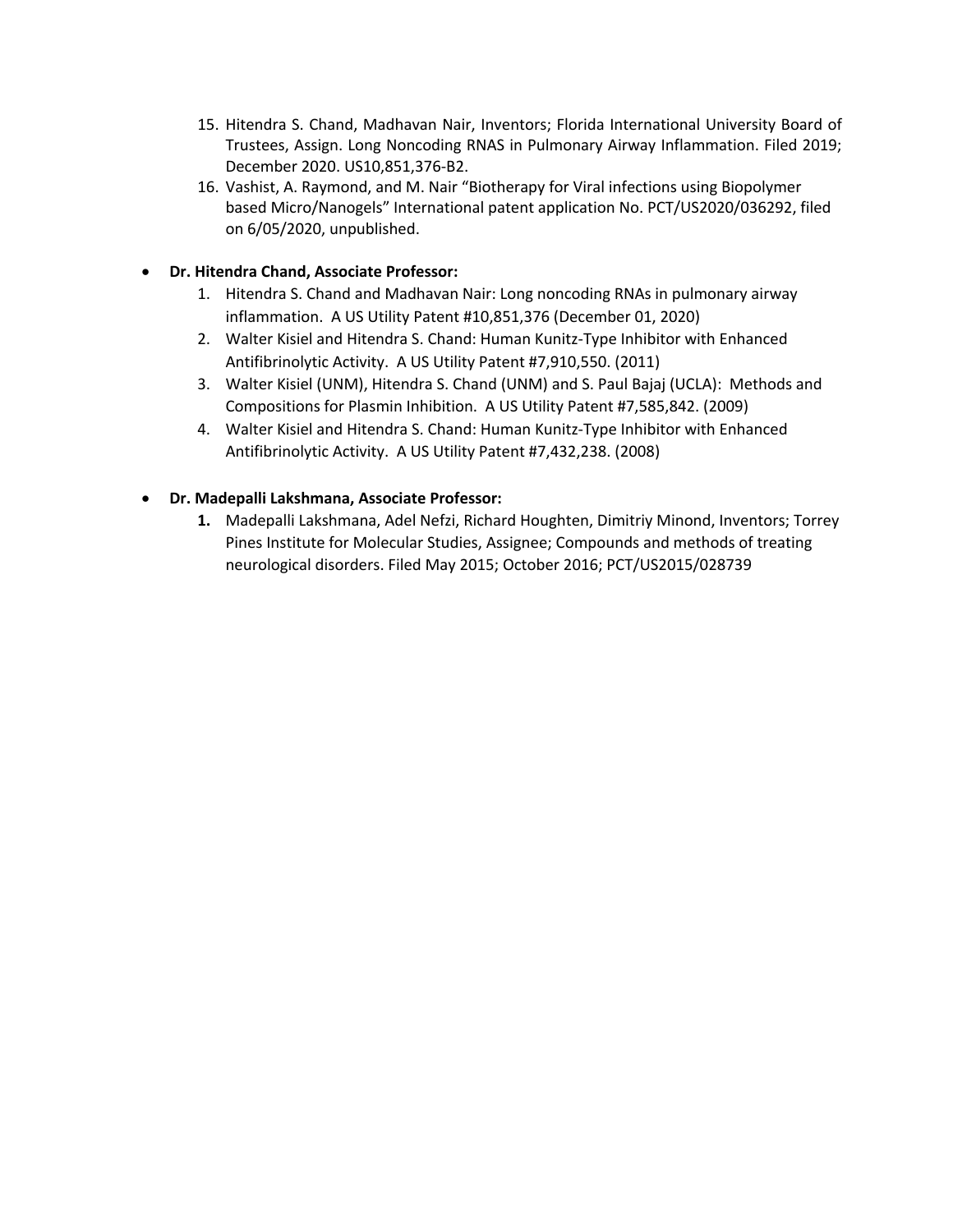15. Hitendra S. Chand, Madhavan Nair, Inventors; Florida International University Board of Trustees, Assign. Long Noncoding RNAS in Pulmonary Airway Inflammation. Filed 2019; December 2020. US10,851,376-B2.
16. Vashist, A. Raymond, and M. Nair "Biotherapy for Viral infections using Biopolymer based Micro/Nanogels" International patent application No. PCT/US2020/036292, filed on 6/05/2020, unpublished.

- **Dr. Hitendra Chand, Associate Professor:**
    1. Hitendra S. Chand and Madhavan Nair: Long noncoding RNAs in pulmonary airway inflammation. A US Utility Patent #10,851,376 (December 01, 2020)
    2. Walter Kisiel and Hitendra S. Chand: Human Kunitz-Type Inhibitor with Enhanced Antifibrinolytic Activity. A US Utility Patent #7,910,550. (2011)
    3. Walter Kisiel (UNM), Hitendra S. Chand (UNM) and S. Paul Bajaj (UCLA): Methods and Compositions for Plasmin Inhibition. A US Utility Patent #7,585,842. (2009)
    4. Walter Kisiel and Hitendra S. Chand: Human Kunitz-Type Inhibitor with Enhanced Antifibrinolytic Activity. A US Utility Patent #7,432,238. (2008)

- **Dr. Madepalli Lakshmana, Associate Professor:**
    1. Madepalli Lakshmana, Adel Nefzi, Richard Houghten, Dimitriy Minond, Inventors; Torrey Pines Institute for Molecular Studies, Assignee; Compounds and methods of treating neurological disorders. Filed May 2015; October 2016; PCT/US2015/028739